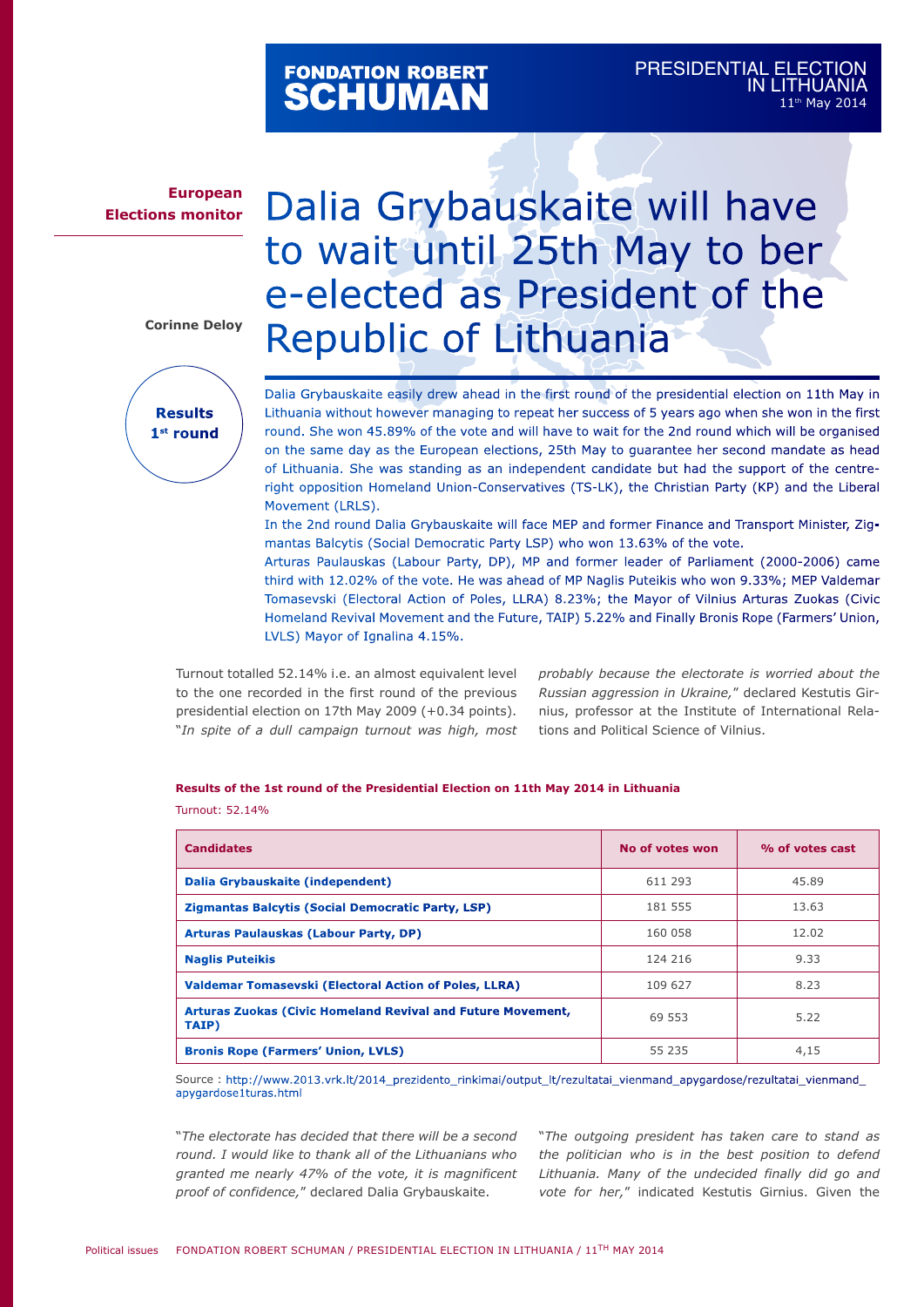FONDATION ROBERT SCHUMAN

PRESIDENTIAL ELECTION IN LITHUANIA
11th May 2014

**European Elections monitor**

# Dalia Grybauskaite will have to wait until 25th May to ber e-elected as President of the Republic of Lithuania

**Corinne Deloy**

**Results 1st round**

Dalia Grybauskaite easily drew ahead in the first round of the presidential election on 11th May in Lithuania without however managing to repeat her success of 5 years ago when she won in the first round. She won 45.89% of the vote and will have to wait for the 2nd round which will be organised on the same day as the European elections, 25th May to guarantee her second mandate as head of Lithuania. She was standing as an independent candidate but had the support of the centre-right opposition Homeland Union-Conservatives (TS-LK), the Christian Party (KP) and the Liberal Movement (LRLS).

In the 2nd round Dalia Grybauskaite will face MEP and former Finance and Transport Minister, Zigmantas Balcytis (Social Democratic Party LSP) who won 13.63% of the vote.

Arturas Paulauskas (Labour Party, DP), MP and former leader of Parliament (2000-2006) came third with 12.02% of the vote. He was ahead of MP Naglis Puteikis who won 9.33%; MEP Valdemar Tomasevski (Electoral Action of Poles, LLRA) 8.23%; the Mayor of Vilnius Arturas Zuokas (Civic Homeland Revival Movement and the Future, TAIP) 5.22% and Finally Bronis Rope (Farmers' Union, LVLS) Mayor of Ignalina 4.15%.

Turnout totalled 52.14% i.e. an almost equivalent level to the one recorded in the first round of the previous presidential election on 17th May 2009 (+0.34 points). "*In spite of a dull campaign turnout was high, most probably because the electorate is worried about the Russian aggression in Ukraine,*" declared Kestutis Girnius, professor at the Institute of International Relations and Political Science of Vilnius.

**Results of the 1st round of the Presidential Election on 11th May 2014 in Lithuania**

Turnout: 52.14%

| Candidates | No of votes won | % of votes cast |
|---|---|---|
| **Dalia Grybauskaite (independent)** | 611 293 | 45.89 |
| **Zigmantas Balcytis (Social Democratic Party, LSP)** | 181 555 | 13.63 |
| **Arturas Paulauskas (Labour Party, DP)** | 160 058 | 12.02 |
| **Naglis Puteikis** | 124 216 | 9.33 |
| **Valdemar Tomasevski (Electoral Action of Poles, LLRA)** | 109 627 | 8.23 |
| **Arturas Zuokas (Civic Homeland Revival and Future Movement, TAIP)** | 69 553 | 5.22 |
| **Bronis Rope (Farmers' Union, LVLS)** | 55 235 | 4,15 |

Source : http://www.2013.vrk.lt/2014_prezidento_rinkimai/output_lt/rezultatai_vienmand_apygardose/rezultatai_vienmand_apygardose1turas.html

"*The electorate has decided that there will be a second round. I would like to thank all of the Lithuanians who granted me nearly 47% of the vote, it is magnificent proof of confidence,*" declared Dalia Grybauskaite.

"*The outgoing president has taken care to stand as the politician who is in the best position to defend Lithuania. Many of the undecided finally did go and vote for her,*" indicated Kestutis Girnius. Given the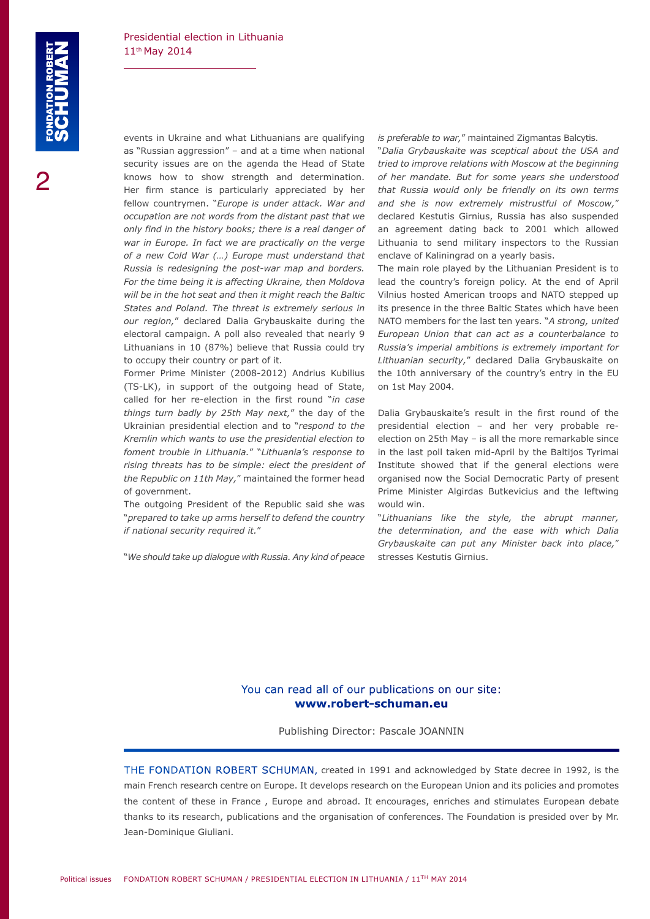events in Ukraine and what Lithuanians are qualifying as "Russian aggression" – and at a time when national security issues are on the agenda the Head of State knows how to show strength and determination. Her firm stance is particularly appreciated by her fellow countrymen. "*Europe is under attack. War and occupation are not words from the distant past that we only find in the history books; there is a real danger of war in Europe. In fact we are practically on the verge of a new Cold War (…) Europe must understand that Russia is redesigning the post-war map and borders. For the time being it is affecting Ukraine, then Moldova will be in the hot seat and then it might reach the Baltic States and Poland. The threat is extremely serious in our region,*" declared Dalia Grybauskaite during the electoral campaign. A poll also revealed that nearly 9 Lithuanians in 10 (87%) believe that Russia could try to occupy their country or part of it.

Former Prime Minister (2008-2012) Andrius Kubilius (TS-LK), in support of the outgoing head of State, called for her re-election in the first round "*in case things turn badly by 25th May next,*" the day of the Ukrainian presidential election and to "*respond to the Kremlin which wants to use the presidential election to foment trouble in Lithuania.*" "*Lithuania's response to rising threats has to be simple: elect the president of the Republic on 11th May,*" maintained the former head of government.

The outgoing President of the Republic said she was "*prepared to take up arms herself to defend the country if national security required it.*"

"*We should take up dialogue with Russia. Any kind of peace is preferable to war,*" maintained Zigmantas Balcytis.

"*Dalia Grybauskaite was sceptical about the USA and tried to improve relations with Moscow at the beginning of her mandate. But for some years she understood that Russia would only be friendly on its own terms and she is now extremely mistrustful of Moscow,*" declared Kestutis Girnius, Russia has also suspended an agreement dating back to 2001 which allowed Lithuania to send military inspectors to the Russian enclave of Kaliningrad on a yearly basis.

The main role played by the Lithuanian President is to lead the country's foreign policy. At the end of April Vilnius hosted American troops and NATO stepped up its presence in the three Baltic States which have been NATO members for the last ten years. "*A strong, united European Union that can act as a counterbalance to Russia's imperial ambitions is extremely important for Lithuanian security,*" declared Dalia Grybauskaite on the 10th anniversary of the country's entry in the EU on 1st May 2004.

Dalia Grybauskaite's result in the first round of the presidential election – and her very probable re-election on 25th May – is all the more remarkable since in the last poll taken mid-April by the Baltijos Tyrimai Institute showed that if the general elections were organised now the Social Democratic Party of present Prime Minister Algirdas Butkevicius and the leftwing would win.

"*Lithuanians like the style, the abrupt manner, the determination, and the ease with which Dalia Grybauskaite can put any Minister back into place,*" stresses Kestutis Girnius.

You can read all of our publications on our site:
**www.robert-schuman.eu**

Publishing Director: Pascale JOANNIN

THE FONDATION ROBERT SCHUMAN, created in 1991 and acknowledged by State decree in 1992, is the main French research centre on Europe. It develops research on the European Union and its policies and promotes the content of these in France , Europe and abroad. It encourages, enriches and stimulates European debate thanks to its research, publications and the organisation of conferences. The Foundation is presided over by Mr. Jean-Dominique Giuliani.